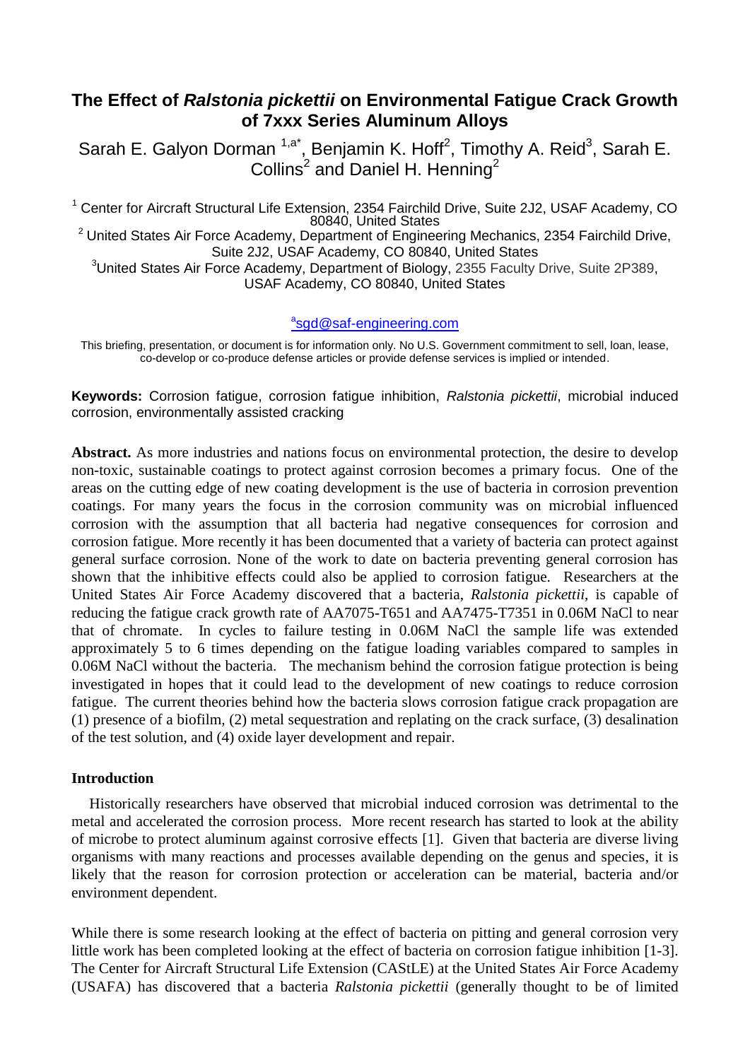# The Effect of *Ralstonia pickettii* on Environmental Fatigue Crack Growth of 7xxx Series Aluminum Alloys

Sarah E. Galyon Dorman [1,a*], Benjamin K. Hoff[2], Timothy A. Reid[3], Sarah E. Collins[2] and Daniel H. Henning[2]

[1] Center for Aircraft Structural Life Extension, 2354 Fairchild Drive, Suite 2J2, USAF Academy, CO 80840, United States

[2] United States Air Force Academy, Department of Engineering Mechanics, 2354 Fairchild Drive, Suite 2J2, USAF Academy, CO 80840, United States

[3] United States Air Force Academy, Department of Biology, 2355 Faculty Drive, Suite 2P389, USAF Academy, CO 80840, United States

[a] sgd@saf-engineering.com

This briefing, presentation, or document is for information only. No U.S. Government commitment to sell, loan, lease, co-develop or co-produce defense articles or provide defense services is implied or intended.

**Keywords:** Corrosion fatigue, corrosion fatigue inhibition, *Ralstonia pickettii*, microbial induced corrosion, environmentally assisted cracking

**Abstract.** As more industries and nations focus on environmental protection, the desire to develop non-toxic, sustainable coatings to protect against corrosion becomes a primary focus. One of the areas on the cutting edge of new coating development is the use of bacteria in corrosion prevention coatings. For many years the focus in the corrosion community was on microbial influenced corrosion with the assumption that all bacteria had negative consequences for corrosion and corrosion fatigue. More recently it has been documented that a variety of bacteria can protect against general surface corrosion. None of the work to date on bacteria preventing general corrosion has shown that the inhibitive effects could also be applied to corrosion fatigue. Researchers at the United States Air Force Academy discovered that a bacteria, *Ralstonia pickettii*, is capable of reducing the fatigue crack growth rate of AA7075-T651 and AA7475-T7351 in 0.06M NaCl to near that of chromate. In cycles to failure testing in 0.06M NaCl the sample life was extended approximately 5 to 6 times depending on the fatigue loading variables compared to samples in 0.06M NaCl without the bacteria. The mechanism behind the corrosion fatigue protection is being investigated in hopes that it could lead to the development of new coatings to reduce corrosion fatigue. The current theories behind how the bacteria slows corrosion fatigue crack propagation are (1) presence of a biofilm, (2) metal sequestration and replating on the crack surface, (3) desalination of the test solution, and (4) oxide layer development and repair.

## Introduction

Historically researchers have observed that microbial induced corrosion was detrimental to the metal and accelerated the corrosion process. More recent research has started to look at the ability of microbe to protect aluminum against corrosive effects [1]. Given that bacteria are diverse living organisms with many reactions and processes available depending on the genus and species, it is likely that the reason for corrosion protection or acceleration can be material, bacteria and/or environment dependent.

While there is some research looking at the effect of bacteria on pitting and general corrosion very little work has been completed looking at the effect of bacteria on corrosion fatigue inhibition [1-3]. The Center for Aircraft Structural Life Extension (CAStLE) at the United States Air Force Academy (USAFA) has discovered that a bacteria *Ralstonia pickettii* (generally thought to be of limited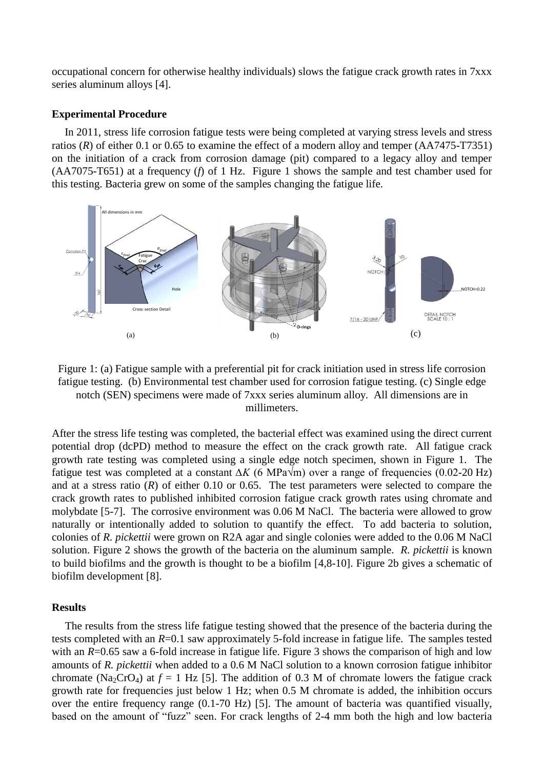occupational concern for otherwise healthy individuals) slows the fatigue crack growth rates in 7xxx series aluminum alloys [4].

**Experimental Procedure**

In 2011, stress life corrosion fatigue tests were being completed at varying stress levels and stress ratios (*R*) of either 0.1 or 0.65 to examine the effect of a modern alloy and temper (AA7475-T7351) on the initiation of a crack from corrosion damage (pit) compared to a legacy alloy and temper (AA7075-T651) at a frequency (*f*) of 1 Hz. Figure 1 shows the sample and test chamber used for this testing. Bacteria grew on some of the samples changing the fatigue life.

Figure 1: (a) Fatigue sample with a preferential pit for crack initiation used in stress life corrosion fatigue testing. (b) Environmental test chamber used for corrosion fatigue testing. (c) Single edge notch (SEN) specimens were made of 7xxx series aluminum alloy. All dimensions are in millimeters.

After the stress life testing was completed, the bacterial effect was examined using the direct current potential drop (dcPD) method to measure the effect on the crack growth rate. All fatigue crack growth rate testing was completed using a single edge notch specimen, shown in Figure 1. The fatigue test was completed at a constant $\Delta K$ (6 MPa$\sqrt{m}$) over a range of frequencies (0.02-20 Hz) and at a stress ratio (*R*) of either 0.10 or 0.65. The test parameters were selected to compare the crack growth rates to published inhibited corrosion fatigue crack growth rates using chromate and molybdate [5-7]. The corrosive environment was 0.06 M NaCl. The bacteria were allowed to grow naturally or intentionally added to solution to quantify the effect. To add bacteria to solution, colonies of *R. pickettii* were grown on R2A agar and single colonies were added to the 0.06 M NaCl solution. Figure 2 shows the growth of the bacteria on the aluminum sample. *R. pickettii* is known to build biofilms and the growth is thought to be a biofilm [4,8-10]. Figure 2b gives a schematic of biofilm development [8].

**Results**

The results from the stress life fatigue testing showed that the presence of the bacteria during the tests completed with an *R*=0.1 saw approximately 5-fold increase in fatigue life. The samples tested with an *R*=0.65 saw a 6-fold increase in fatigue life. Figure 3 shows the comparison of high and low amounts of *R. pickettii* when added to a 0.6 M NaCl solution to a known corrosion fatigue inhibitor chromate ($Na_2CrO_4$) at $f$ = 1 Hz [5]. The addition of 0.3 M of chromate lowers the fatigue crack growth rate for frequencies just below 1 Hz; when 0.5 M chromate is added, the inhibition occurs over the entire frequency range (0.1-70 Hz) [5]. The amount of bacteria was quantified visually, based on the amount of "fuzz" seen. For crack lengths of 2-4 mm both the high and low bacteria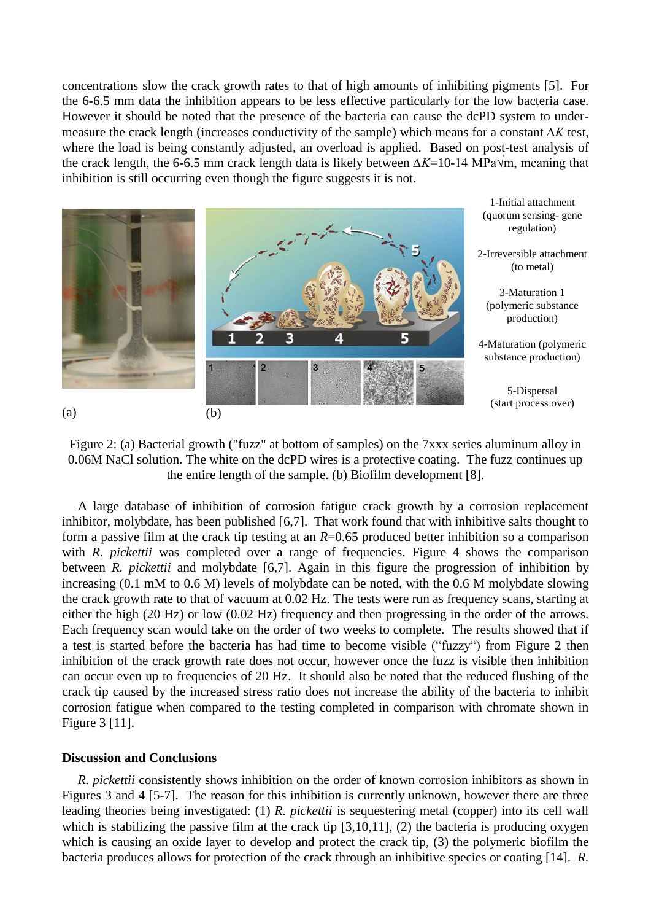concentrations slow the crack growth rates to that of high amounts of inhibiting pigments [5]. For the 6-6.5 mm data the inhibition appears to be less effective particularly for the low bacteria case. However it should be noted that the presence of the bacteria can cause the dcPD system to under-measure the crack length (increases conductivity of the sample) which means for a constant $\Delta K$ test, where the load is being constantly adjusted, an overload is applied. Based on post-test analysis of the crack length, the 6-6.5 mm crack length data is likely between $\Delta K$=10-14 MPa$\sqrt{m}$, meaning that inhibition is still occurring even though the figure suggests it is not.

1-Initial attachment (quorum sensing- gene regulation)

2-Irreversible attachment (to metal)

3-Maturation 1 (polymeric substance production)

4-Maturation (polymeric substance production)

5-Dispersal (start process over)

(a) (b)

Figure 2: (a) Bacterial growth ("fuzz" at bottom of samples) on the 7xxx series aluminum alloy in 0.06M NaCl solution. The white on the dcPD wires is a protective coating. The fuzz continues up the entire length of the sample. (b) Biofilm development [8].

A large database of inhibition of corrosion fatigue crack growth by a corrosion replacement inhibitor, molybdate, has been published [6,7]. That work found that with inhibitive salts thought to form a passive film at the crack tip testing at an $R$=0.65 produced better inhibition so a comparison with *R. pickettii* was completed over a range of frequencies. Figure 4 shows the comparison between *R. pickettii* and molybdate [6,7]. Again in this figure the progression of inhibition by increasing (0.1 mM to 0.6 M) levels of molybdate can be noted, with the 0.6 M molybdate slowing the crack growth rate to that of vacuum at 0.02 Hz. The tests were run as frequency scans, starting at either the high (20 Hz) or low (0.02 Hz) frequency and then progressing in the order of the arrows. Each frequency scan would take on the order of two weeks to complete. The results showed that if a test is started before the bacteria has had time to become visible ("fuzzy") from Figure 2 then inhibition of the crack growth rate does not occur, however once the fuzz is visible then inhibition can occur even up to frequencies of 20 Hz. It should also be noted that the reduced flushing of the crack tip caused by the increased stress ratio does not increase the ability of the bacteria to inhibit corrosion fatigue when compared to the testing completed in comparison with chromate shown in Figure 3 [11].

## Discussion and Conclusions

*R. pickettii* consistently shows inhibition on the order of known corrosion inhibitors as shown in Figures 3 and 4 [5-7]. The reason for this inhibition is currently unknown, however there are three leading theories being investigated: (1) *R. pickettii* is sequestering metal (copper) into its cell wall which is stabilizing the passive film at the crack tip [3,10,11], (2) the bacteria is producing oxygen which is causing an oxide layer to develop and protect the crack tip, (3) the polymeric biofilm the bacteria produces allows for protection of the crack through an inhibitive species or coating [14]. *R.*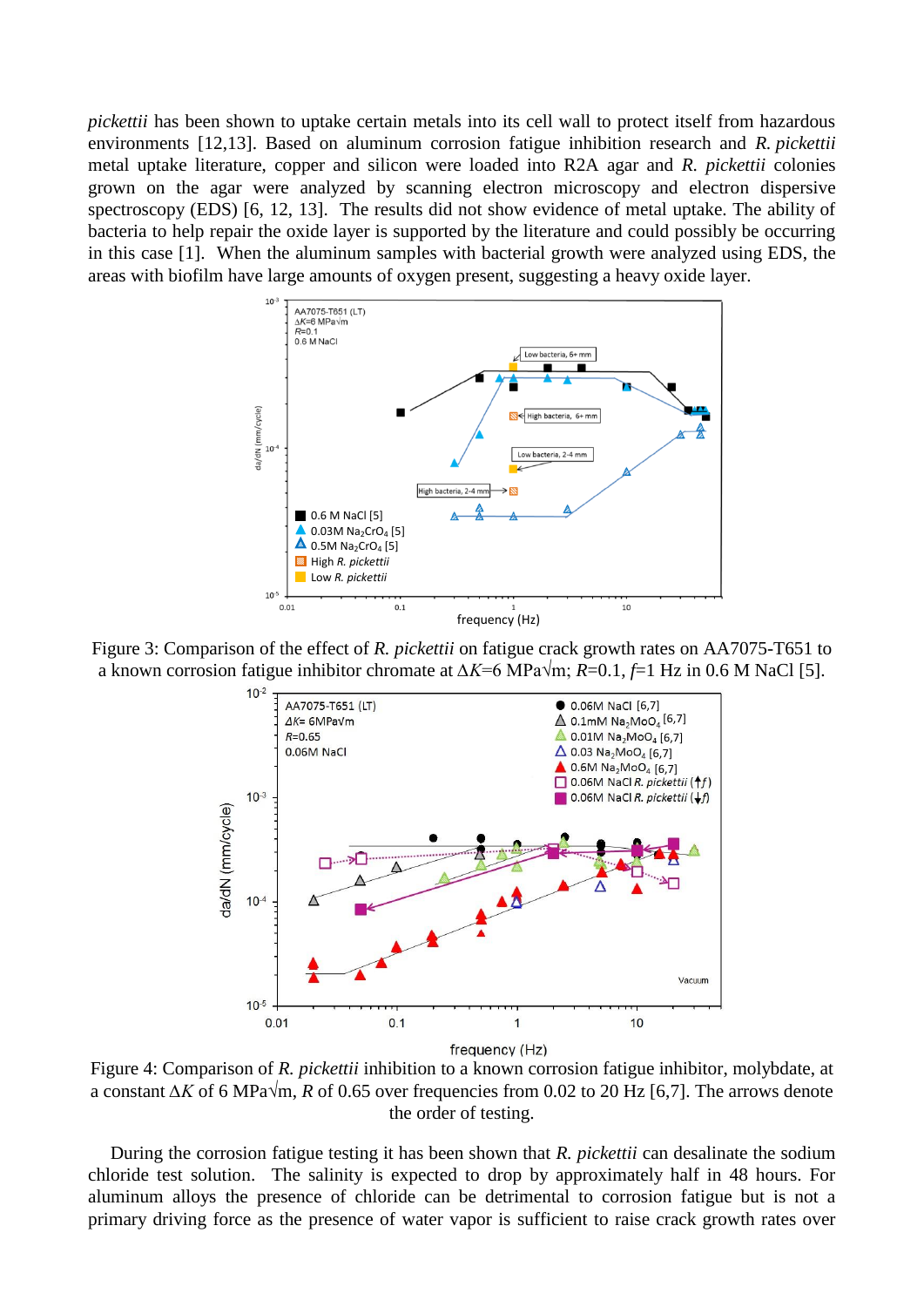*pickettii* has been shown to uptake certain metals into its cell wall to protect itself from hazardous environments [12,13]. Based on aluminum corrosion fatigue inhibition research and *R. pickettii* metal uptake literature, copper and silicon were loaded into R2A agar and *R. pickettii* colonies grown on the agar were analyzed by scanning electron microscopy and electron dispersive spectroscopy (EDS) [6, 12, 13]. The results did not show evidence of metal uptake. The ability of bacteria to help repair the oxide layer is supported by the literature and could possibly be occurring in this case [1]. When the aluminum samples with bacterial growth were analyzed using EDS, the areas with biofilm have large amounts of oxygen present, suggesting a heavy oxide layer.

Figure 3: Comparison of the effect of *R. pickettii* on fatigue crack growth rates on AA7075-T651 to a known corrosion fatigue inhibitor chromate at $\Delta K$=6 MPa$\sqrt{\text{m}}$; $R$=0.1, $f$=1 Hz in 0.6 M NaCl [5].

Figure 4: Comparison of *R. pickettii* inhibition to a known corrosion fatigue inhibitor, molybdate, at a constant $\Delta K$ of 6 MPa$\sqrt{\text{m}}$, $R$ of 0.65 over frequencies from 0.02 to 20 Hz [6,7]. The arrows denote the order of testing.

During the corrosion fatigue testing it has been shown that *R. pickettii* can desalinate the sodium chloride test solution. The salinity is expected to drop by approximately half in 48 hours. For aluminum alloys the presence of chloride can be detrimental to corrosion fatigue but is not a primary driving force as the presence of water vapor is sufficient to raise crack growth rates over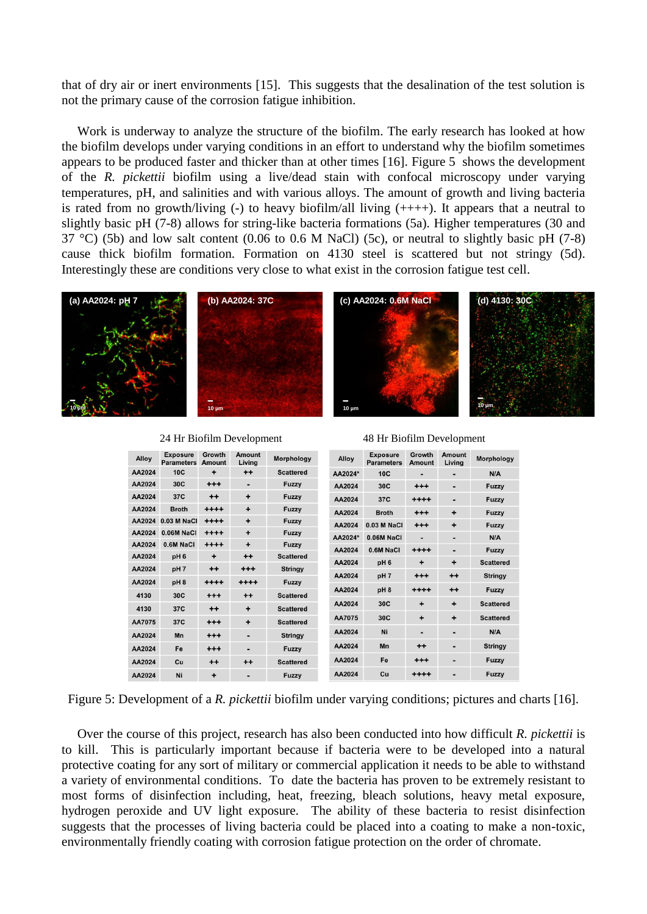that of dry air or inert environments [15]. This suggests that the desalination of the test solution is not the primary cause of the corrosion fatigue inhibition.

Work is underway to analyze the structure of the biofilm. The early research has looked at how the biofilm develops under varying conditions in an effort to understand why the biofilm sometimes appears to be produced faster and thicker than at other times [16]. Figure 5 shows the development of the *R. pickettii* biofilm using a live/dead stain with confocal microscopy under varying temperatures, pH, and salinities and with various alloys. The amount of growth and living bacteria is rated from no growth/living (-) to heavy biofilm/all living (++++). It appears that a neutral to slightly basic pH (7-8) allows for string-like bacteria formations (5a). Higher temperatures (30 and 37 °C) (5b) and low salt content (0.06 to 0.6 M NaCl) (5c), or neutral to slightly basic pH (7-8) cause thick biofilm formation. Formation on 4130 steel is scattered but not stringy (5d). Interestingly these are conditions very close to what exist in the corrosion fatigue test cell.

(a) AA2024: pH 7 (b) AA2024: 37C (c) AA2024: 0.6M NaCl (d) 4130: 30C

24 Hr Biofilm Development

| Alloy | Exposure Parameters | Growth Amount | Amount Living | Morphology |
|---|---|---|---|---|
| AA2024 | 10C | + | ++ | Scattered |
| AA2024 | 30C | +++ | - | Fuzzy |
| AA2024 | 37C | ++ | + | Fuzzy |
| AA2024 | Broth | ++++ | + | Fuzzy |
| AA2024 | 0.03 M NaCl | ++++ | + | Fuzzy |
| AA2024 | 0.06M NaCl | ++++ | + | Fuzzy |
| AA2024 | 0.6M NaCl | ++++ | + | Fuzzy |
| AA2024 | pH 6 | + | ++ | Scattered |
| AA2024 | pH 7 | ++ | +++ | Stringy |
| AA2024 | pH 8 | ++++ | ++++ | Fuzzy |
| 4130 | 30C | +++ | ++ | Scattered |
| 4130 | 37C | ++ | + | Scattered |
| AA7075 | 37C | +++ | + | Scattered |
| AA2024 | Mn | +++ | - | Stringy |
| AA2024 | Fe | +++ | - | Fuzzy |
| AA2024 | Cu | ++ | ++ | Scattered |
| AA2024 | Ni | + | - | Fuzzy |

48 Hr Biofilm Development

| Alloy | Exposure Parameters | Growth Amount | Amount Living | Morphology |
|---|---|---|---|---|
| AA2024* | 10C | - | - | N/A |
| AA2024 | 30C | +++ | - | Fuzzy |
| AA2024 | 37C | ++++ | - | Fuzzy |
| AA2024 | Broth | +++ | + | Fuzzy |
| AA2024 | 0.03 M NaCl | +++ | + | Fuzzy |
| AA2024* | 0.06M NaCl | - | - | N/A |
| AA2024 | 0.6M NaCl | ++++ | - | Fuzzy |
| AA2024 | pH 6 | + | + | Scattered |
| AA2024 | pH 7 | +++ | ++ | Stringy |
| AA2024 | pH 8 | ++++ | ++ | Fuzzy |
| AA2024 | 30C | + | + | Scattered |
| AA7075 | 30C | + | + | Scattered |
| AA2024 | Ni | - | - | N/A |
| AA2024 | Mn | ++ | - | Stringy |
| AA2024 | Fe | +++ | - | Fuzzy |
| AA2024 | Cu | ++++ | - | Fuzzy |

Figure 5: Development of a *R. pickettii* biofilm under varying conditions; pictures and charts [16].

Over the course of this project, research has also been conducted into how difficult *R. pickettii* is to kill. This is particularly important because if bacteria were to be developed into a natural protective coating for any sort of military or commercial application it needs to be able to withstand a variety of environmental conditions. To date the bacteria has proven to be extremely resistant to most forms of disinfection including, heat, freezing, bleach solutions, heavy metal exposure, hydrogen peroxide and UV light exposure. The ability of these bacteria to resist disinfection suggests that the processes of living bacteria could be placed into a coating to make a non-toxic, environmentally friendly coating with corrosion fatigue protection on the order of chromate.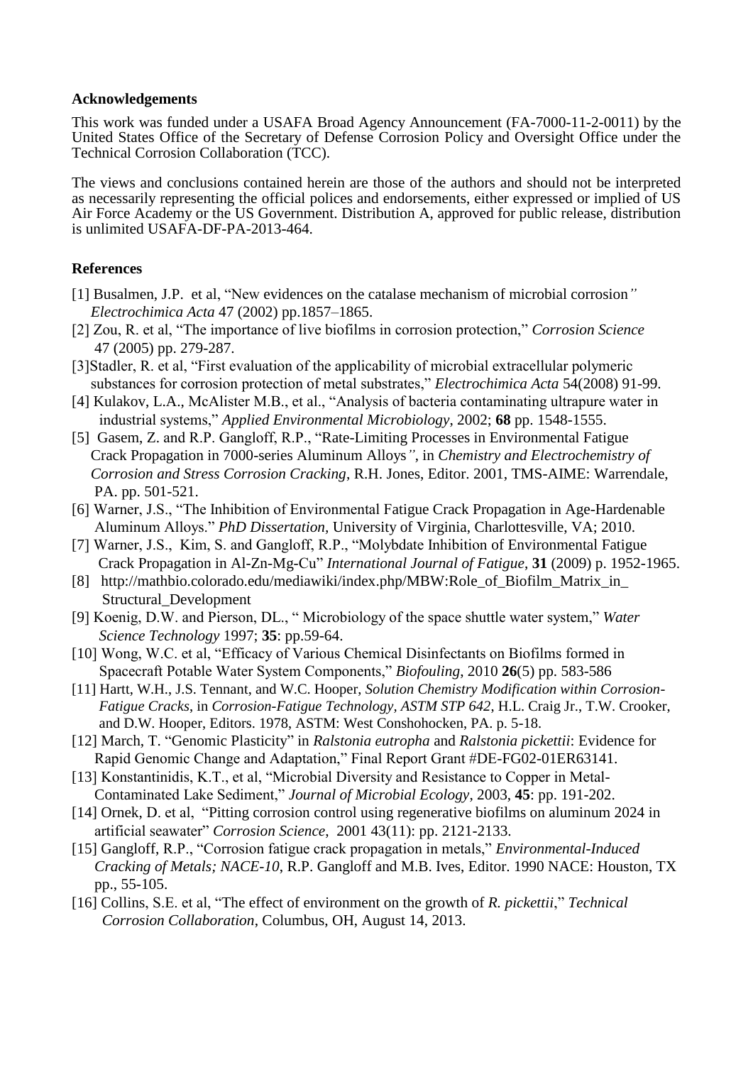## Acknowledgements

This work was funded under a USAFA Broad Agency Announcement (FA-7000-11-2-0011) by the United States Office of the Secretary of Defense Corrosion Policy and Oversight Office under the Technical Corrosion Collaboration (TCC).

The views and conclusions contained herein are those of the authors and should not be interpreted as necessarily representing the official polices and endorsements, either expressed or implied of US Air Force Academy or the US Government. Distribution A, approved for public release, distribution is unlimited USAFA-DF-PA-2013-464.

## References

[1] Busalmen, J.P. et al, "New evidences on the catalase mechanism of microbial corrosion" *Electrochimica Acta* 47 (2002) pp.1857–1865.

[2] Zou, R. et al, "The importance of live biofilms in corrosion protection," *Corrosion Science* 47 (2005) pp. 279-287.

[3]Stadler, R. et al, "First evaluation of the applicability of microbial extracellular polymeric substances for corrosion protection of metal substrates," *Electrochimica Acta* 54(2008) 91-99.

[4] Kulakov, L.A., McAlister M.B., et al., "Analysis of bacteria contaminating ultrapure water in industrial systems," *Applied Environmental Microbiology*, 2002; **68** pp. 1548-1555.

[5] Gasem, Z. and R.P. Gangloff, R.P., "Rate-Limiting Processes in Environmental Fatigue Crack Propagation in 7000-series Aluminum Alloys", in *Chemistry and Electrochemistry of Corrosion and Stress Corrosion Cracking*, R.H. Jones, Editor. 2001, TMS-AIME: Warrendale, PA. pp. 501-521.

[6] Warner, J.S., "The Inhibition of Environmental Fatigue Crack Propagation in Age-Hardenable Aluminum Alloys." *PhD Dissertation*, University of Virginia, Charlottesville, VA; 2010.

[7] Warner, J.S., Kim, S. and Gangloff, R.P., "Molybdate Inhibition of Environmental Fatigue Crack Propagation in Al-Zn-Mg-Cu" *International Journal of Fatigue*, **31** (2009) p. 1952-1965.

[8] http://mathbio.colorado.edu/mediawiki/index.php/MBW:Role_of_Biofilm_Matrix_in_Structural_Development

[9] Koenig, D.W. and Pierson, DL., " Microbiology of the space shuttle water system," *Water Science Technology* 1997; **35**: pp.59-64.

[10] Wong, W.C. et al, "Efficacy of Various Chemical Disinfectants on Biofilms formed in Spacecraft Potable Water System Components," *Biofouling*, 2010 **26**(5) pp. 583-586

[11] Hartt, W.H., J.S. Tennant, and W.C. Hooper, *Solution Chemistry Modification within Corrosion-Fatigue Cracks*, in *Corrosion-Fatigue Technology, ASTM STP 642*, H.L. Craig Jr., T.W. Crooker, and D.W. Hooper, Editors. 1978, ASTM: West Conshohocken, PA. p. 5-18.

[12] March, T. "Genomic Plasticity" in *Ralstonia eutropha* and *Ralstonia pickettii*: Evidence for Rapid Genomic Change and Adaptation," Final Report Grant #DE-FG02-01ER63141.

[13] Konstantinidis, K.T., et al, "Microbial Diversity and Resistance to Copper in Metal-Contaminated Lake Sediment," *Journal of Microbial Ecology*, 2003, **45**: pp. 191-202.

[14] Ornek, D. et al, "Pitting corrosion control using regenerative biofilms on aluminum 2024 in artificial seawater" *Corrosion Science*, 2001 43(11): pp. 2121-2133.

[15] Gangloff, R.P., "Corrosion fatigue crack propagation in metals," *Environmental-Induced Cracking of Metals; NACE-10*, R.P. Gangloff and M.B. Ives, Editor. 1990 NACE: Houston, TX pp., 55-105.

[16] Collins, S.E. et al, "The effect of environment on the growth of *R. pickettii*," *Technical Corrosion Collaboration*, Columbus, OH, August 14, 2013.